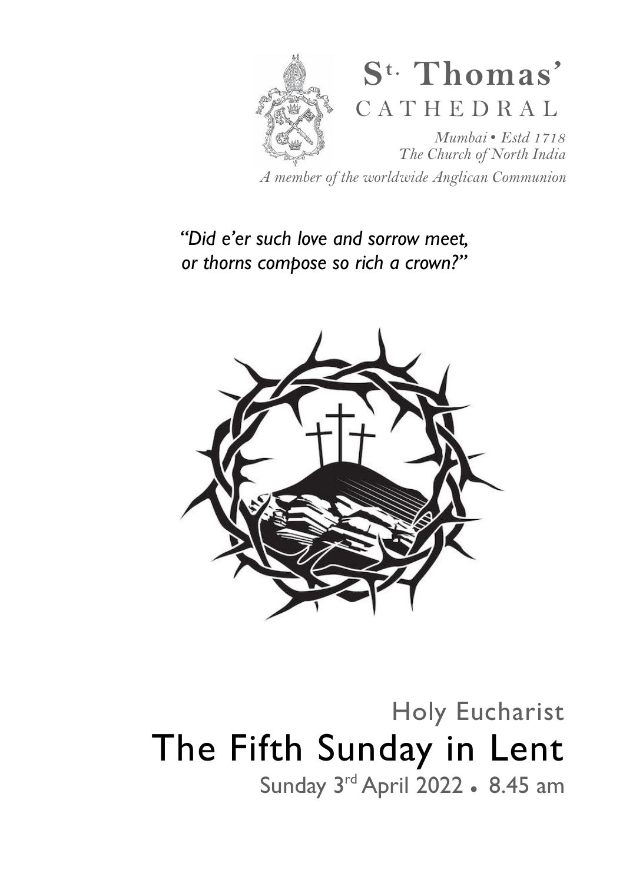# St. Thomas' CATHEDRAL

*Mumbai • Estd 1718*
*The Church of North India*
*A member of the worldwide Anglican Communion*

*"Did e'er such love and sorrow meet, or thorns compose so rich a crown?"*

## Holy Eucharist

# The Fifth Sunday in Lent

Sunday 3rd April 2022 • 8.45 am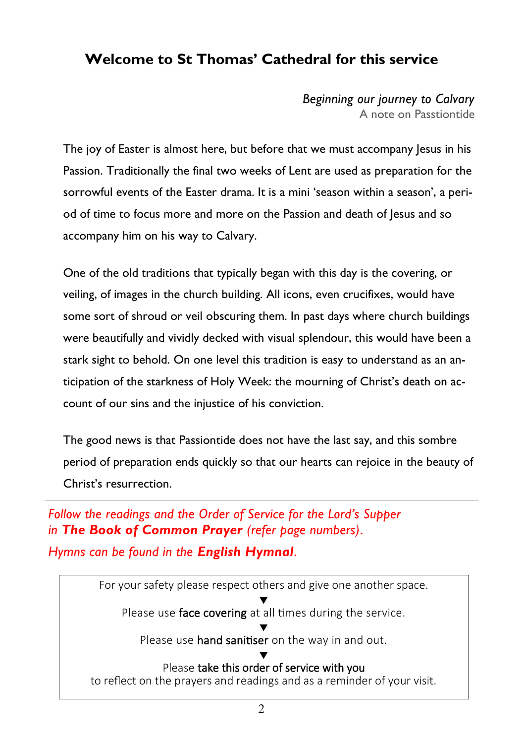## Welcome to St Thomas' Cathedral for this service

*Beginning our journey to Calvary*
A note on Passtiontide

The joy of Easter is almost here, but before that we must accompany Jesus in his Passion. Traditionally the final two weeks of Lent are used as preparation for the sorrowful events of the Easter drama. It is a mini 'season within a season', a period of time to focus more and more on the Passion and death of Jesus and so accompany him on his way to Calvary.

One of the old traditions that typically began with this day is the covering, or veiling, of images in the church building. All icons, even crucifixes, would have some sort of shroud or veil obscuring them. In past days where church buildings were beautifully and vividly decked with visual splendour, this would have been a stark sight to behold. On one level this tradition is easy to understand as an anticipation of the starkness of Holy Week: the mourning of Christ's death on account of our sins and the injustice of his conviction.

The good news is that Passiontide does not have the last say, and this sombre period of preparation ends quickly so that our hearts can rejoice in the beauty of Christ's resurrection.

---

*Follow the readings and the Order of Service for the Lord's Supper in* ***The Book of Common Prayer*** *(refer page numbers).*
*Hymns can be found in the* ***English Hymnal****.*

For your safety please respect others and give one another space.

▼

Please use face covering at all times during the service.

▼

Please use hand sanitiser on the way in and out.

▼

Please take this order of service with you
to reflect on the prayers and readings and as a reminder of your visit.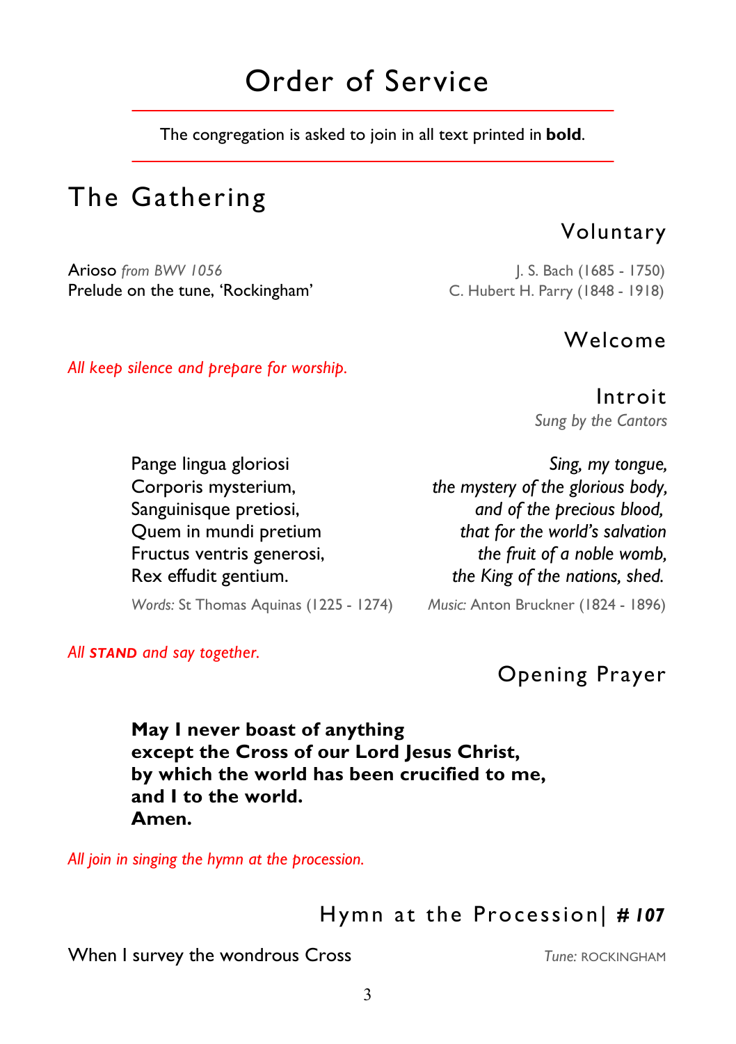# Order of Service

The congregation is asked to join in all text printed in **bold**.

## The Gathering

### Voluntary

Arioso *from BWV 1056* — J. S. Bach (1685 - 1750)
Prelude on the tune, 'Rockingham' — C. Hubert H. Parry (1848 - 1918)

### Welcome

*All keep silence and prepare for worship.*

### Introit

*Sung by the Cantors*

| | |
|---|---|
| Pange lingua gloriosi | *Sing, my tongue,* |
| Corporis mysterium, | *the mystery of the glorious body,* |
| Sanguinisque pretiosi, | *and of the precious blood,* |
| Quem in mundi pretium | *that for the world's salvation* |
| Fructus ventris generosi, | *the fruit of a noble womb,* |
| Rex effudit gentium. | *the King of the nations, shed.* |

*Words:* St Thomas Aquinas (1225 - 1274) — *Music:* Anton Bruckner (1824 - 1896)

*All **STAND** and say together.*

### Opening Prayer

**May I never boast of anything**
**except the Cross of our Lord Jesus Christ,**
**by which the world has been crucified to me,**
**and I to the world.**
**Amen.**

*All join in singing the hymn at the procession.*

### Hymn at the Procession| ***# 107***

When I survey the wondrous Cross — *Tune:* ROCKINGHAM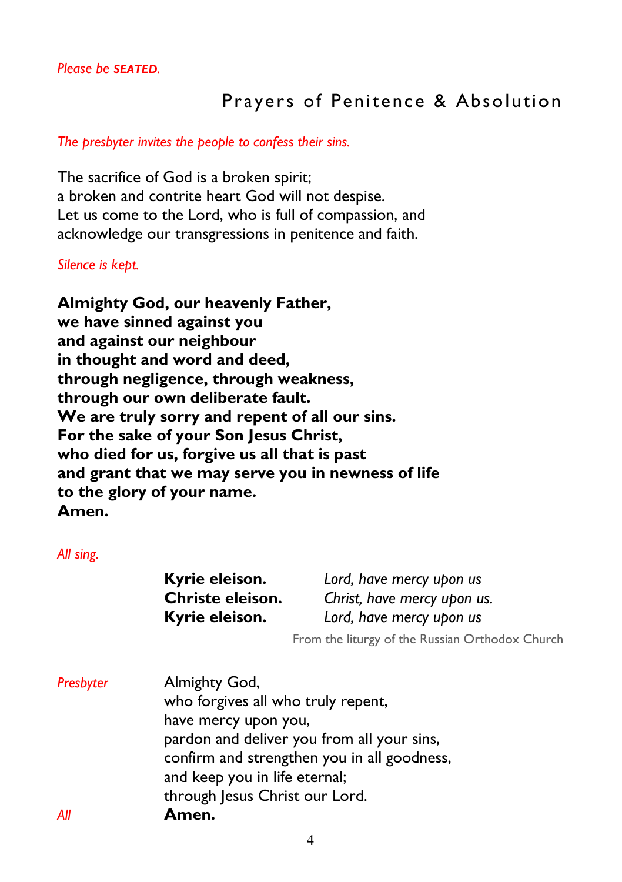*Please be **SEATED**.*

## Prayers of Penitence & Absolution

*The presbyter invites the people to confess their sins.*

The sacrifice of God is a broken spirit;
a broken and contrite heart God will not despise.
Let us come to the Lord, who is full of compassion, and
acknowledge our transgressions in penitence and faith.

*Silence is kept.*

**Almighty God, our heavenly Father,
we have sinned against you
and against our neighbour
in thought and word and deed,
through negligence, through weakness,
through our own deliberate fault.
We are truly sorry and repent of all our sins.
For the sake of your Son Jesus Christ,
who died for us, forgive us all that is past
and grant that we may serve you in newness of life
to the glory of your name.
Amen.**

*All sing.*

| | |
|---|---|
| **Kyrie eleison.** | *Lord, have mercy upon us* |
| **Christe eleison.** | *Christ, have mercy upon us.* |
| **Kyrie eleison.** | *Lord, have mercy upon us* |

From the liturgy of the Russian Orthodox Church

*Presbyter* Almighty God,
who forgives all who truly repent,
have mercy upon you,
pardon and deliver you from all your sins,
confirm and strengthen you in all goodness,
and keep you in life eternal;
through Jesus Christ our Lord.

*All* **Amen.**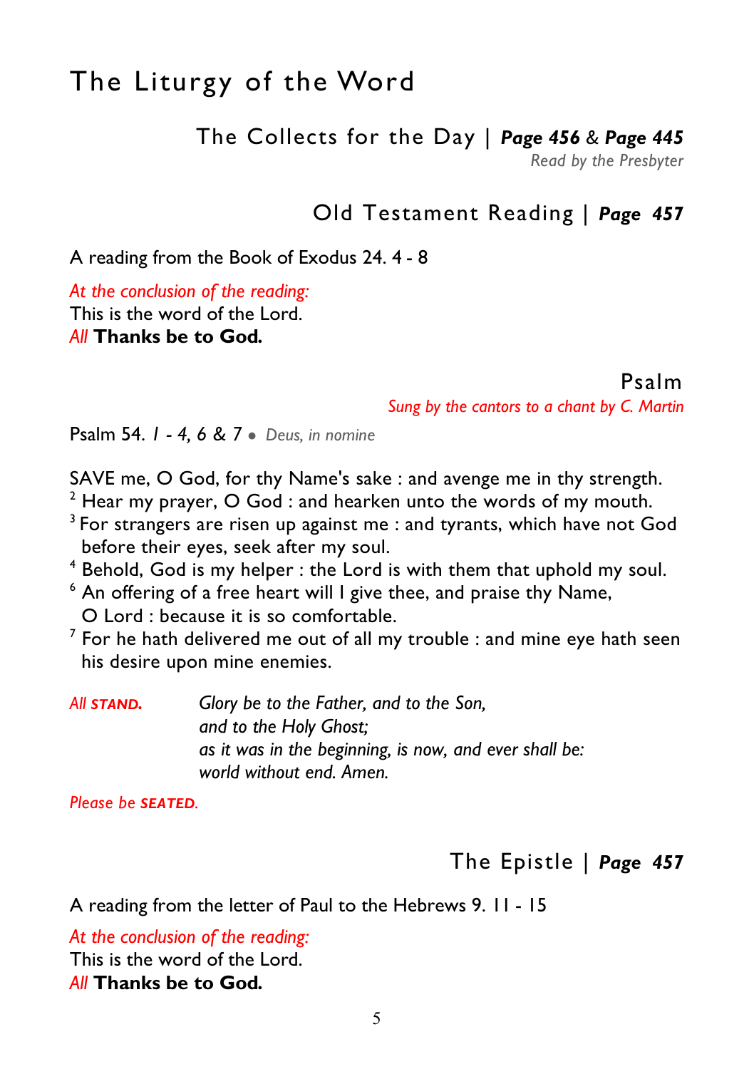# The Liturgy of the Word

## The Collects for the Day | *Page 456* & *Page 445*

*Read by the Presbyter*

## Old Testament Reading | *Page 457*

A reading from the Book of Exodus 24. 4 - 8

*At the conclusion of the reading:*
This is the word of the Lord.
*All* **Thanks be to God.**

## Psalm

*Sung by the cantors to a chant by C. Martin*

Psalm 54. *1 - 4, 6 & 7* ● *Deus, in nomine*

SAVE me, O God, for thy Name's sake : and avenge me in thy strength.
2 Hear my prayer, O God : and hearken unto the words of my mouth.
3 For strangers are risen up against me : and tyrants, which have not God before their eyes, seek after my soul.
4 Behold, God is my helper : the Lord is with them that uphold my soul.
6 An offering of a free heart will I give thee, and praise thy Name, O Lord : because it is so comfortable.
7 For he hath delivered me out of all my trouble : and mine eye hath seen his desire upon mine enemies.

*All* ***STAND.***

*Glory be to the Father, and to the Son,*
*and to the Holy Ghost;*
*as it was in the beginning, is now, and ever shall be:*
*world without end. Amen.*

*Please be* ***SEATED.***

## The Epistle | *Page 457*

A reading from the letter of Paul to the Hebrews 9. 11 - 15

*At the conclusion of the reading:*
This is the word of the Lord.
*All* **Thanks be to God.**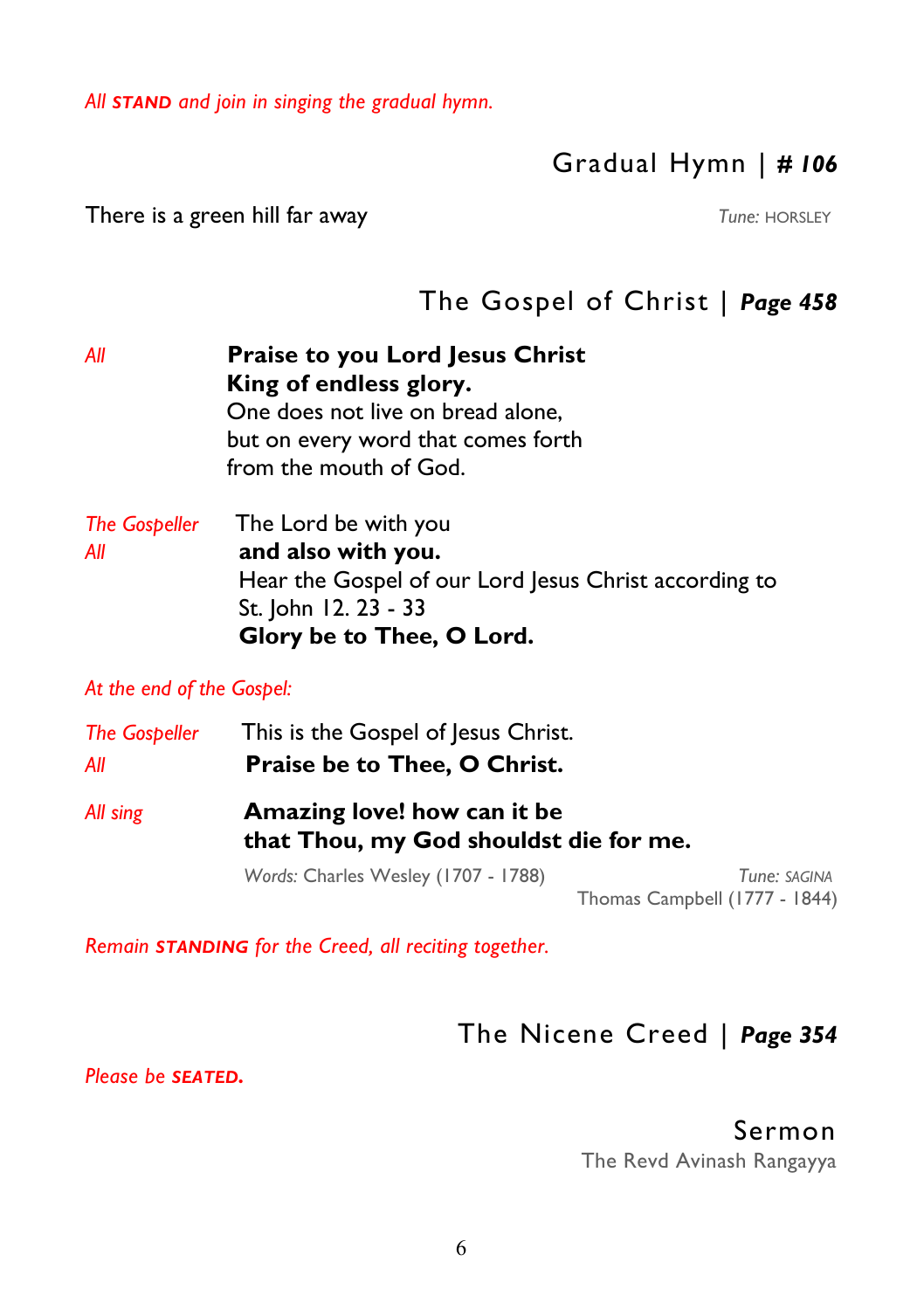*All **STAND** and join in singing the gradual hymn.*

## Gradual Hymn | ***# 106***

There is a green hill far away — *Tune:* HORSLEY

## The Gospel of Christ | ***Page 458***

*All* — **Praise to you Lord Jesus Christ**
**King of endless glory.**
One does not live on bread alone,
but on every word that comes forth
from the mouth of God.

*The Gospeller* — The Lord be with you
*All* — **and also with you.**
Hear the Gospel of our Lord Jesus Christ according to St. John 12. 23 - 33
**Glory be to Thee, O Lord.**

*At the end of the Gospel:*

*The Gospeller* — This is the Gospel of Jesus Christ.
*All* — **Praise be to Thee, O Christ.**

*All sing* — **Amazing love! how can it be**
**that Thou, my God shouldst die for me.**

*Words:* Charles Wesley (1707 - 1788) — *Tune:* *SAGINA*
Thomas Campbell (1777 - 1844)

*Remain **STANDING** for the Creed, all reciting together.*

## The Nicene Creed | ***Page 354***

*Please be **SEATED.***

## Sermon

The Revd Avinash Rangayya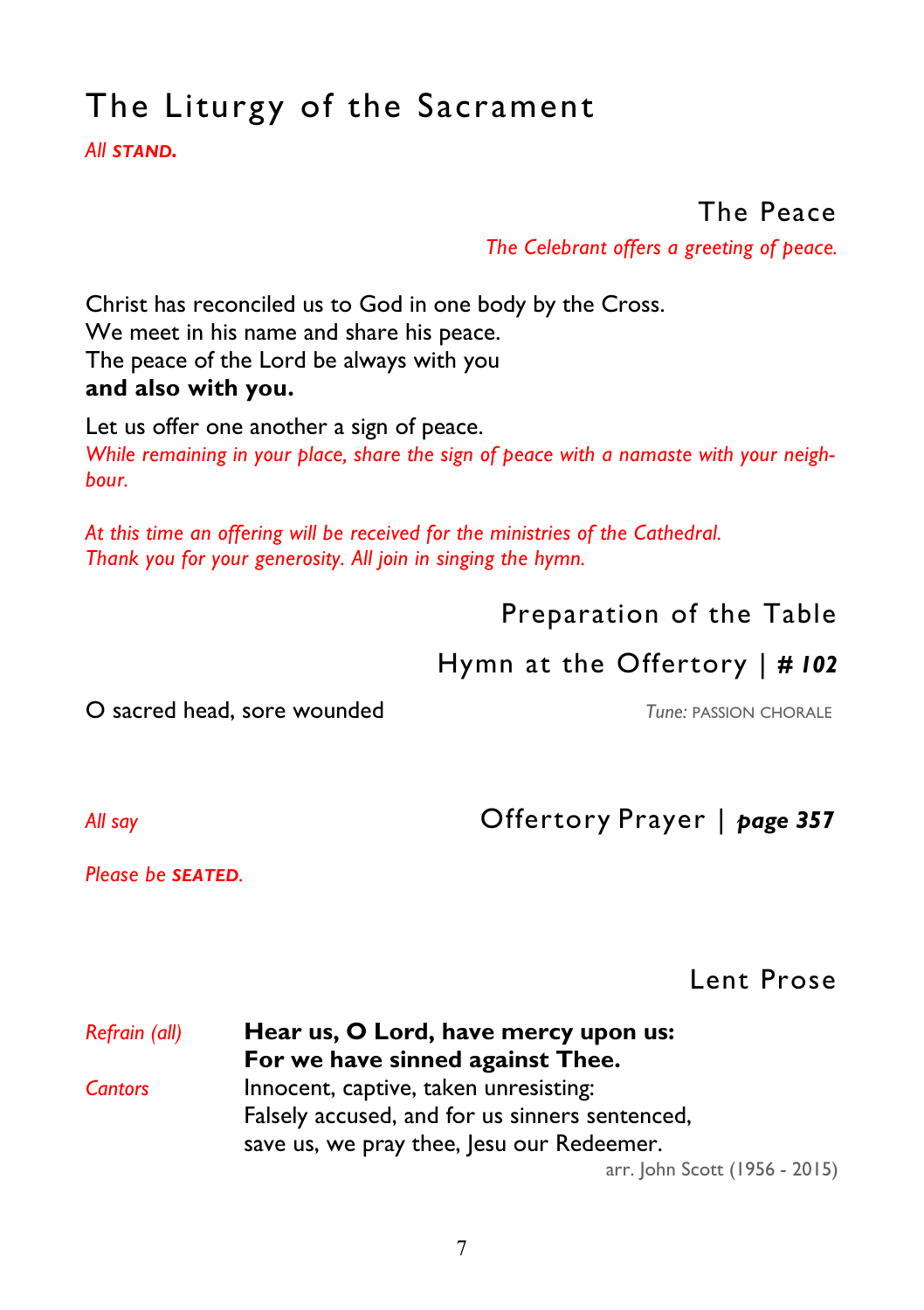# The Liturgy of the Sacrament

*All* ***STAND.***

## The Peace

*The Celebrant offers a greeting of peace.*

Christ has reconciled us to God in one body by the Cross.
We meet in his name and share his peace.
The peace of the Lord be always with you
**and also with you.**

Let us offer one another a sign of peace.
*While remaining in your place, share the sign of peace with a namaste with your neighbour.*

*At this time an offering will be received for the ministries of the Cathedral. Thank you for your generosity. All join in singing the hymn.*

## Preparation of the Table

## Hymn at the Offertory | ***# 102***

O sacred head, sore wounded — *Tune:* PASSION CHORALE

## Offertory Prayer | ***page 357***

*All say*

*Please be* ***SEATED.***

## Lent Prose

*Refrain (all)* **Hear us, O Lord, have mercy upon us:**
**For we have sinned against Thee.**

*Cantors* Innocent, captive, taken unresisting:
Falsely accused, and for us sinners sentenced,
save us, we pray thee, Jesu our Redeemer.

arr. John Scott (1956 - 2015)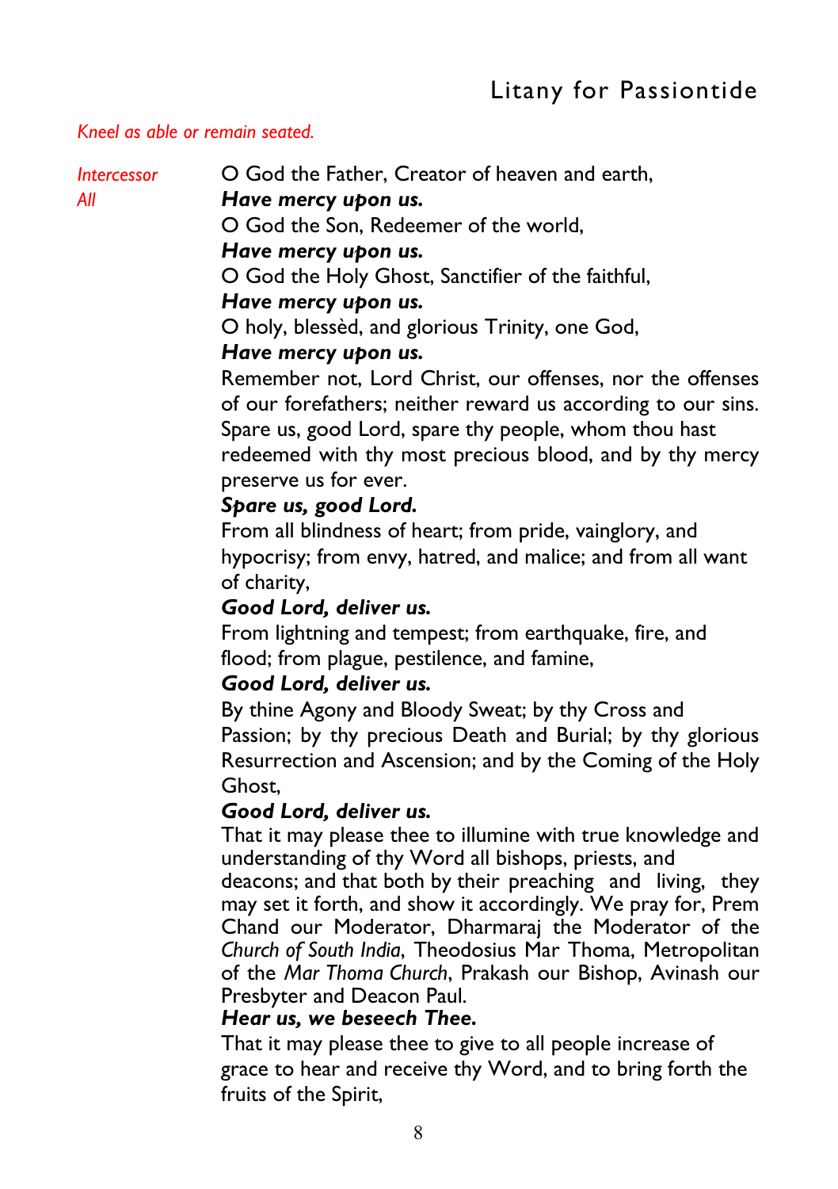## Litany for Passiontide

*Kneel as able or remain seated.*

*Intercessor* O God the Father, Creator of heaven and earth,

*All* ***Have mercy upon us.***

O God the Son, Redeemer of the world,

***Have mercy upon us.***

O God the Holy Ghost, Sanctifier of the faithful,

***Have mercy upon us.***

O holy, blessèd, and glorious Trinity, one God,

***Have mercy upon us.***

Remember not, Lord Christ, our offenses, nor the offenses of our forefathers; neither reward us according to our sins. Spare us, good Lord, spare thy people, whom thou hast redeemed with thy most precious blood, and by thy mercy preserve us for ever.

***Spare us, good Lord.***

From all blindness of heart; from pride, vainglory, and hypocrisy; from envy, hatred, and malice; and from all want of charity,

***Good Lord, deliver us.***

From lightning and tempest; from earthquake, fire, and flood; from plague, pestilence, and famine,

***Good Lord, deliver us.***

By thine Agony and Bloody Sweat; by thy Cross and Passion; by thy precious Death and Burial; by thy glorious Resurrection and Ascension; and by the Coming of the Holy Ghost,

***Good Lord, deliver us.***

That it may please thee to illumine with true knowledge and understanding of thy Word all bishops, priests, and deacons; and that both by their preaching and living, they may set it forth, and show it accordingly. We pray for, Prem Chand our Moderator, Dharmaraj the Moderator of the *Church of South India*, Theodosius Mar Thoma, Metropolitan of the *Mar Thoma Church*, Prakash our Bishop, Avinash our Presbyter and Deacon Paul.

***Hear us, we beseech Thee.***

That it may please thee to give to all people increase of grace to hear and receive thy Word, and to bring forth the fruits of the Spirit,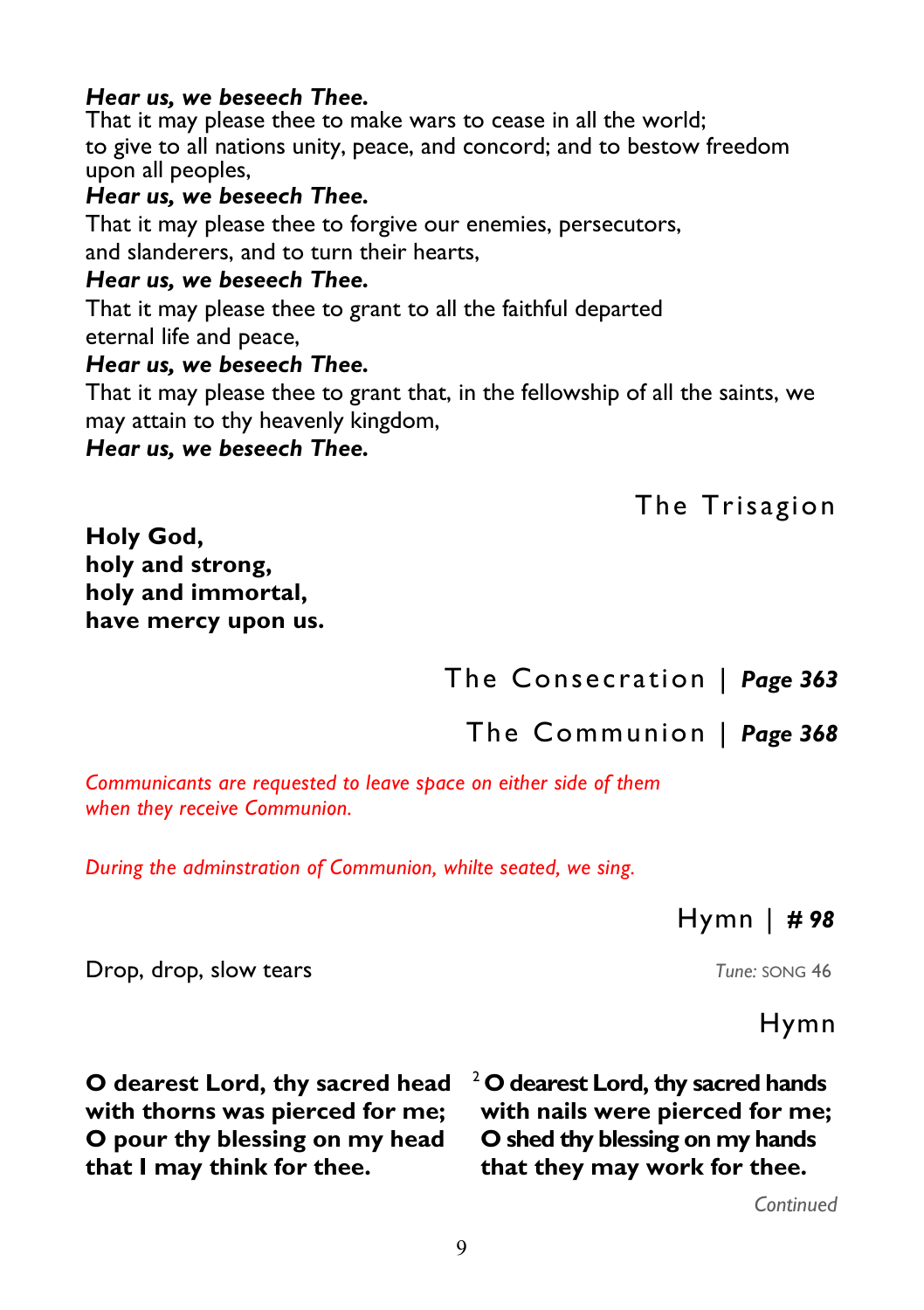***Hear us, we beseech Thee.***
That it may please thee to make wars to cease in all the world;
to give to all nations unity, peace, and concord; and to bestow freedom upon all peoples,
***Hear us, we beseech Thee.***
That it may please thee to forgive our enemies, persecutors,
and slanderers, and to turn their hearts,
***Hear us, we beseech Thee.***
That it may please thee to grant to all the faithful departed
eternal life and peace,
***Hear us, we beseech Thee.***
That it may please thee to grant that, in the fellowship of all the saints, we may attain to thy heavenly kingdom,
***Hear us, we beseech Thee.***

## The Trisagion

**Holy God,**
**holy and strong,**
**holy and immortal,**
**have mercy upon us.**

## The Consecration | *Page 363*

## The Communion | *Page 368*

*Communicants are requested to leave space on either side of them when they receive Communion.*

*During the adminstration of Communion, whilte seated, we sing.*

## Hymn | *# 98*

Drop, drop, slow tears — *Tune:* SONG 46

## Hymn

**O dearest Lord, thy sacred head**
**with thorns was pierced for me;**
**O pour thy blessing on my head**
**that I may think for thee.**

2 **O dearest Lord, thy sacred hands**
**with nails were pierced for me;**
**O shed thy blessing on my hands**
**that they may work for thee.**

*Continued*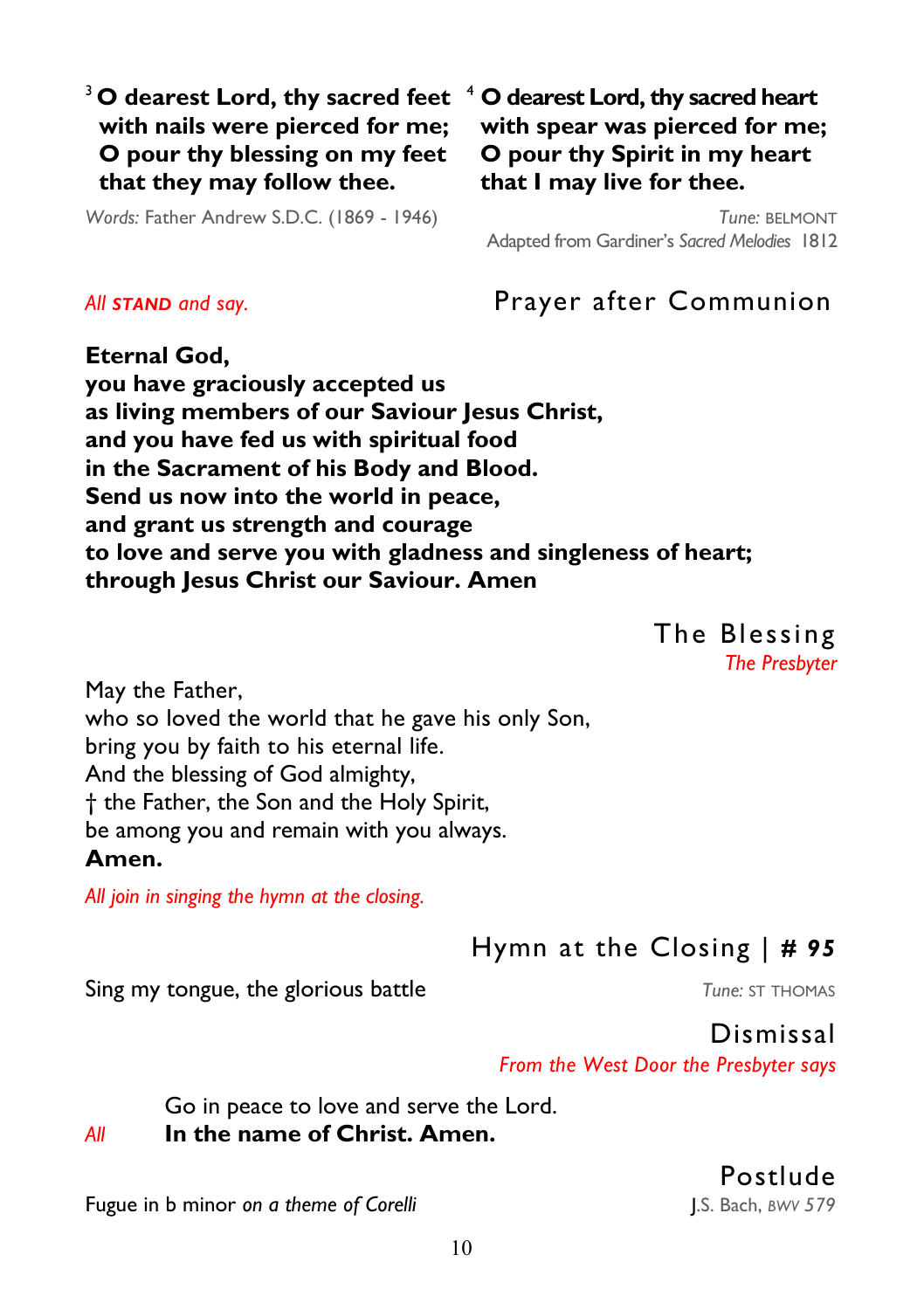**3 O dearest Lord, thy sacred feet**
**with nails were pierced for me;**
**O pour thy blessing on my feet**
**that they may follow thee.**

**4 O dearest Lord, thy sacred heart**
**with spear was pierced for me;**
**O pour thy Spirit in my heart**
**that I may live for thee.**

*Words:* Father Andrew S.D.C. (1869 - 1946)

*Tune:* BELMONT
Adapted from Gardiner's *Sacred Melodies* 1812

## Prayer after Communion

*All **STAND** and say.*

**Eternal God,**
**you have graciously accepted us**
**as living members of our Saviour Jesus Christ,**
**and you have fed us with spiritual food**
**in the Sacrament of his Body and Blood.**
**Send us now into the world in peace,**
**and grant us strength and courage**
**to love and serve you with gladness and singleness of heart;**
**through Jesus Christ our Saviour. Amen**

## The Blessing

*The Presbyter*

May the Father,
who so loved the world that he gave his only Son,
bring you by faith to his eternal life.
And the blessing of God almighty,
† the Father, the Son and the Holy Spirit,
be among you and remain with you always.
**Amen.**

*All join in singing the hymn at the closing.*

## Hymn at the Closing | # 95

Sing my tongue, the glorious battle — *Tune:* ST THOMAS

## Dismissal

*From the West Door the Presbyter says*

Go in peace to love and serve the Lord.
*All* **In the name of Christ. Amen.**

## Postlude

Fugue in b minor *on a theme of Corelli* — J.S. Bach, *BWV 579*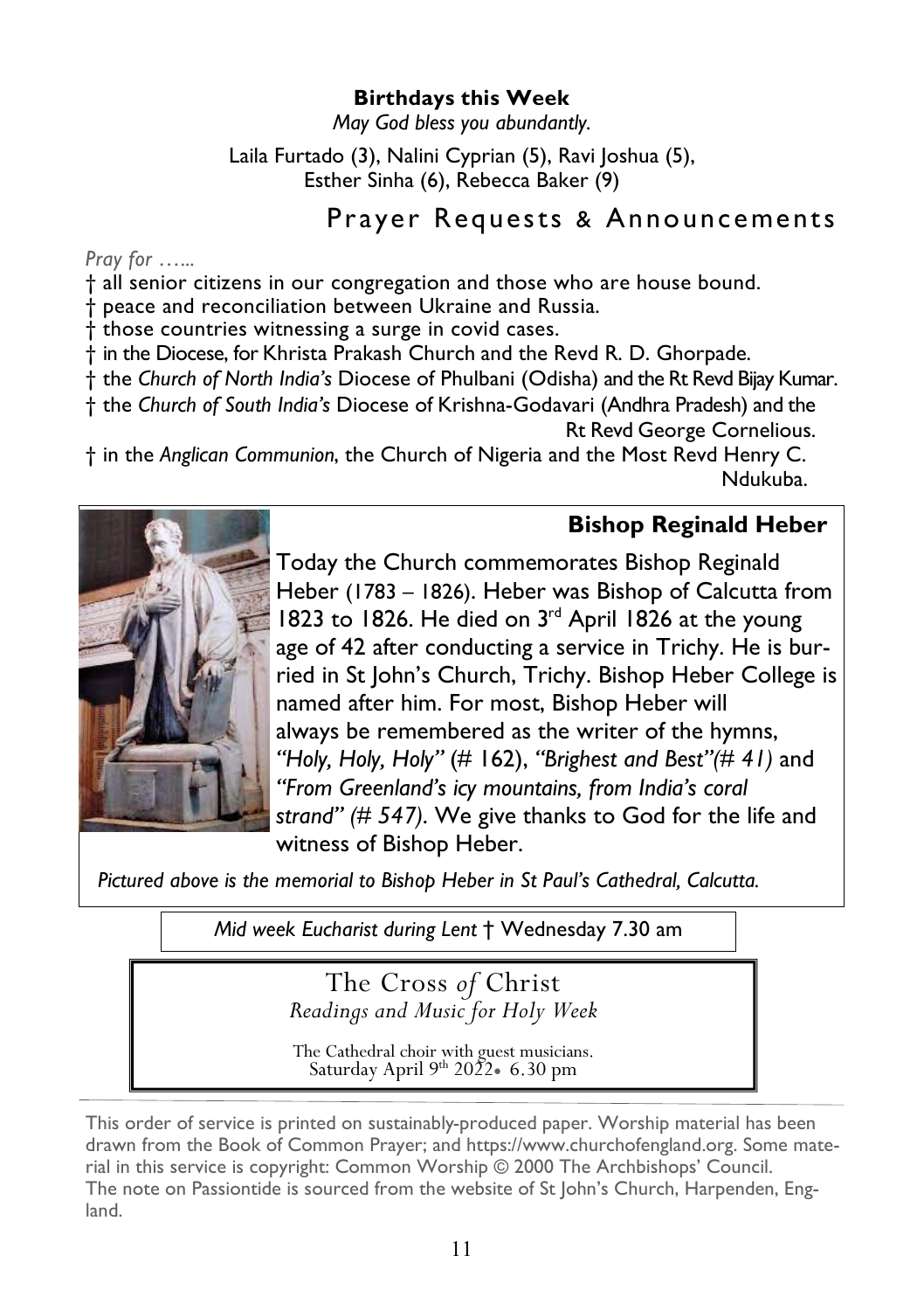### Birthdays this Week

*May God bless you abundantly.*

Laila Furtado (3), Nalini Cyprian (5), Ravi Joshua (5), Esther Sinha (6), Rebecca Baker (9)

## Prayer Requests & Announcements

*Pray for …...*

† all senior citizens in our congregation and those who are house bound.
† peace and reconciliation between Ukraine and Russia.
† those countries witnessing a surge in covid cases.
† in the Diocese, for Khrista Prakash Church and the Revd R. D. Ghorpade.
† the *Church of North India's* Diocese of Phulbani (Odisha) and the Rt Revd Bijay Kumar.
† the *Church of South India's* Diocese of Krishna-Godavari (Andhra Pradesh) and the Rt Revd George Cornelious.
† in the *Anglican Communion*, the Church of Nigeria and the Most Revd Henry C. Ndukuba.

### Bishop Reginald Heber

Today the Church commemorates Bishop Reginald Heber (1783 – 1826). Heber was Bishop of Calcutta from 1823 to 1826. He died on 3rd April 1826 at the young age of 42 after conducting a service in Trichy. He is burried in St John's Church, Trichy. Bishop Heber College is named after him. For most, Bishop Heber will always be remembered as the writer of the hymns, *"Holy, Holy, Holy"* (# 162), *"Brighest and Best"(# 41)* and *"From Greenland's icy mountains, from India's coral strand" (# 547)*. We give thanks to God for the life and witness of Bishop Heber.

*Pictured above is the memorial to Bishop Heber in St Paul's Cathedral, Calcutta.*

*Mid week Eucharist during Lent* † Wednesday 7.30 am

The Cross *of* Christ
*Readings and Music for Holy Week*

The Cathedral choir with guest musicians.
Saturday April 9th 2022• 6.30 pm

This order of service is printed on sustainably-produced paper. Worship material has been drawn from the Book of Common Prayer; and https://www.churchofengland.org. Some material in this service is copyright: Common Worship © 2000 The Archbishops' Council. The note on Passiontide is sourced from the website of St John's Church, Harpenden, England.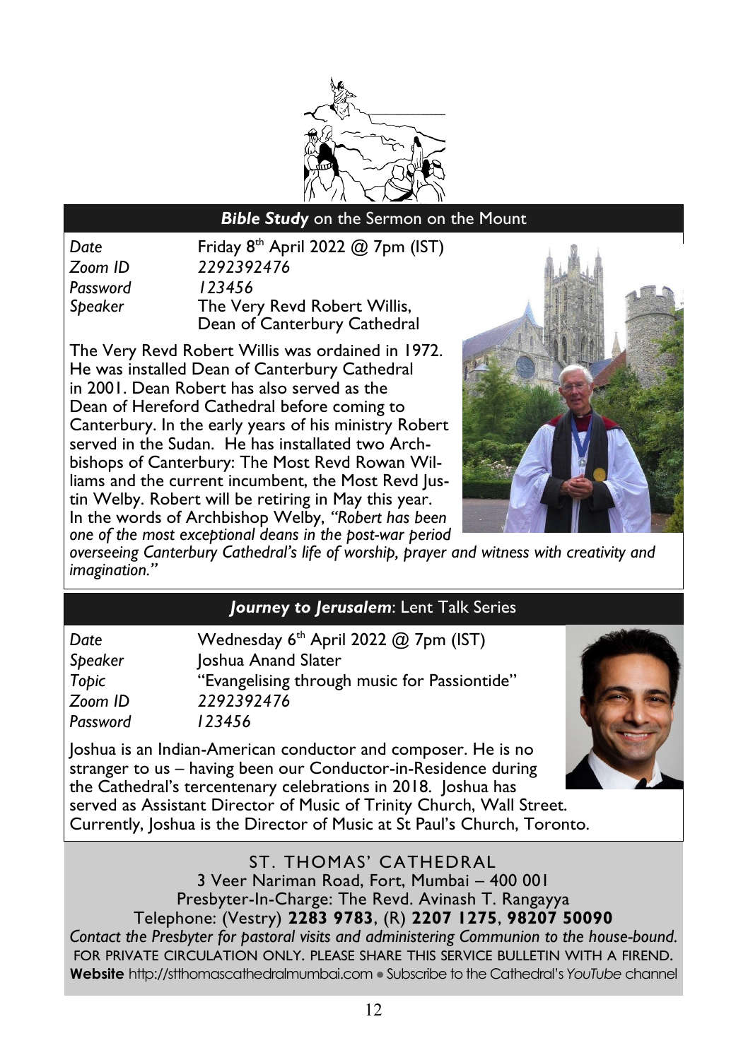## ***Bible Study*** on the Sermon on the Mount

| | |
|---|---|
| *Date* | Friday 8th April 2022 @ 7pm (IST) |
| *Zoom ID* | *2292392476* |
| *Password* | *123456* |
| *Speaker* | The Very Revd Robert Willis, Dean of Canterbury Cathedral |

The Very Revd Robert Willis was ordained in 1972. He was installed Dean of Canterbury Cathedral in 2001. Dean Robert has also served as the Dean of Hereford Cathedral before coming to Canterbury. In the early years of his ministry Robert served in the Sudan. He has installated two Archbishops of Canterbury: The Most Revd Rowan Williams and the current incumbent, the Most Revd Justin Welby. Robert will be retiring in May this year. In the words of Archbishop Welby, *"Robert has been one of the most exceptional deans in the post-war period overseeing Canterbury Cathedral's life of worship, prayer and witness with creativity and imagination."*

## ***Journey to Jerusalem***: Lent Talk Series

| | |
|---|---|
| *Date* | Wednesday 6th April 2022 @ 7pm (IST) |
| *Speaker* | Joshua Anand Slater |
| *Topic* | "Evangelising through music for Passiontide" |
| *Zoom ID* | *2292392476* |
| *Password* | *123456* |

Joshua is an Indian-American conductor and composer. He is no stranger to us – having been our Conductor-in-Residence during the Cathedral's tercentenary celebrations in 2018. Joshua has served as Assistant Director of Music of Trinity Church, Wall Street. Currently, Joshua is the Director of Music at St Paul's Church, Toronto.

ST. THOMAS' CATHEDRAL
3 Veer Nariman Road, Fort, Mumbai – 400 001
Presbyter-In-Charge: The Revd. Avinash T. Rangayya
Telephone: (Vestry) **2283 9783**, (R) **2207 1275**, **98207 50090**
*Contact the Presbyter for pastoral visits and administering Communion to the house-bound.*
FOR PRIVATE CIRCULATION ONLY. PLEASE SHARE THIS SERVICE BULLETIN WITH A FIREND.
**Website** http://stthomascathedralmumbai.com • Subscribe to the Cathedral's *YouTube* channel